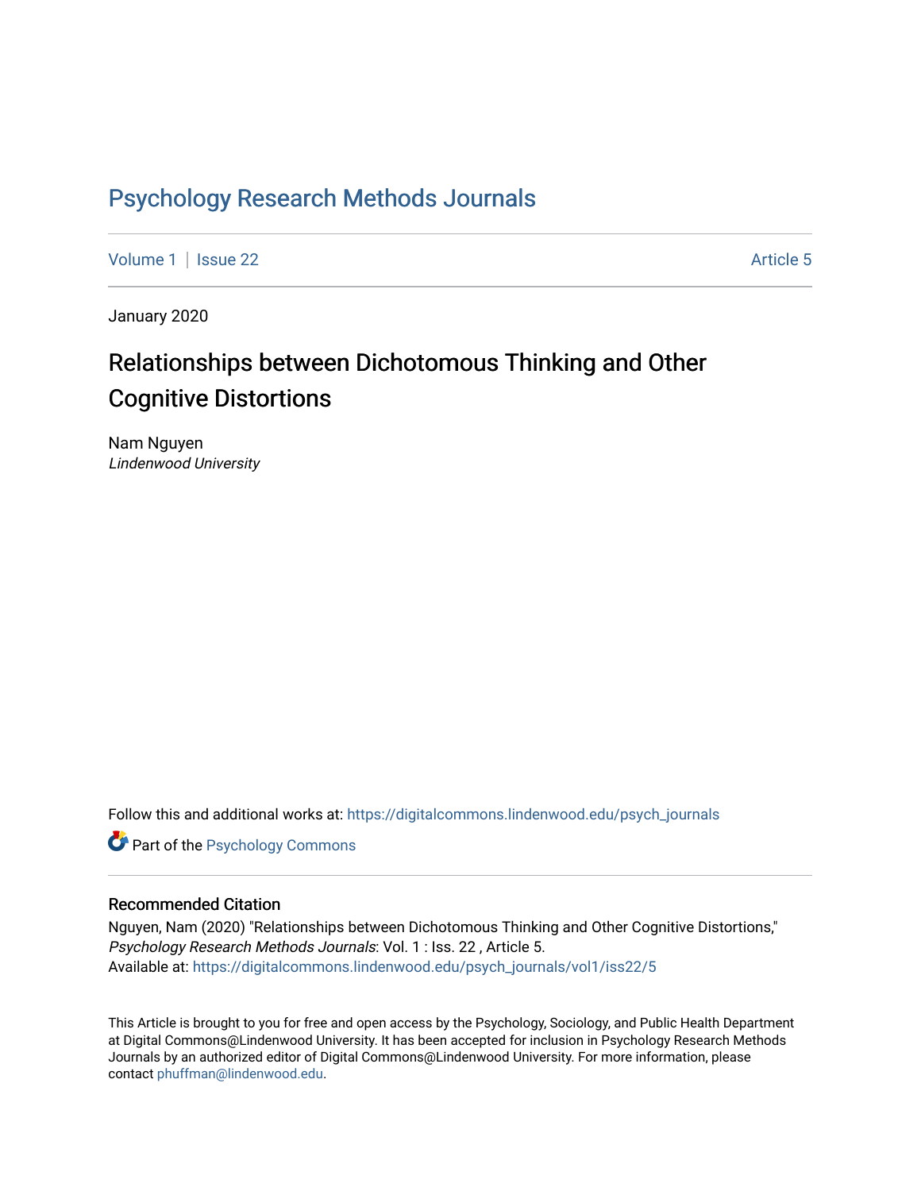# Psychology Research Methods Journals

Volume 1 | Issue 22 Article 5

January 2020

## Relationships between Dichotomous Thinking and Other Cognitive Distortions

Nam Nguyen
*Lindenwood University*

Follow this and additional works at: https://digitalcommons.lindenwood.edu/psych_journals

Part of the Psychology Commons

### Recommended Citation

Nguyen, Nam (2020) "Relationships between Dichotomous Thinking and Other Cognitive Distortions," *Psychology Research Methods Journals*: Vol. 1 : Iss. 22 , Article 5.
Available at: https://digitalcommons.lindenwood.edu/psych_journals/vol1/iss22/5

This Article is brought to you for free and open access by the Psychology, Sociology, and Public Health Department at Digital Commons@Lindenwood University. It has been accepted for inclusion in Psychology Research Methods Journals by an authorized editor of Digital Commons@Lindenwood University. For more information, please contact phuffman@lindenwood.edu.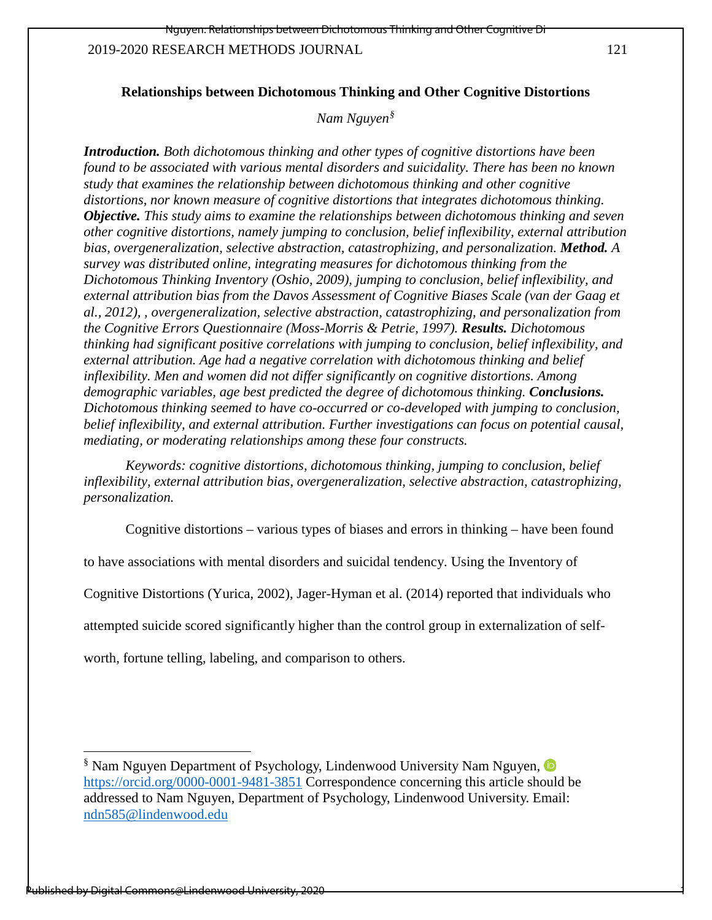## Relationships between Dichotomous Thinking and Other Cognitive Distortions

*Nam Nguyen*[§]

***Introduction.*** *Both dichotomous thinking and other types of cognitive distortions have been found to be associated with various mental disorders and suicidality. There has been no known study that examines the relationship between dichotomous thinking and other cognitive distortions, nor known measure of cognitive distortions that integrates dichotomous thinking.* ***Objective.*** *This study aims to examine the relationships between dichotomous thinking and seven other cognitive distortions, namely jumping to conclusion, belief inflexibility, external attribution bias, overgeneralization, selective abstraction, catastrophizing, and personalization.* ***Method.*** *A survey was distributed online, integrating measures for dichotomous thinking from the Dichotomous Thinking Inventory (Oshio, 2009), jumping to conclusion, belief inflexibility, and external attribution bias from the Davos Assessment of Cognitive Biases Scale (van der Gaag et al., 2012), , overgeneralization, selective abstraction, catastrophizing, and personalization from the Cognitive Errors Questionnaire (Moss-Morris & Petrie, 1997).* ***Results.*** *Dichotomous thinking had significant positive correlations with jumping to conclusion, belief inflexibility, and external attribution. Age had a negative correlation with dichotomous thinking and belief inflexibility. Men and women did not differ significantly on cognitive distortions. Among demographic variables, age best predicted the degree of dichotomous thinking.* ***Conclusions.*** *Dichotomous thinking seemed to have co-occurred or co-developed with jumping to conclusion, belief inflexibility, and external attribution. Further investigations can focus on potential causal, mediating, or moderating relationships among these four constructs.*

*Keywords: cognitive distortions, dichotomous thinking, jumping to conclusion, belief inflexibility, external attribution bias, overgeneralization, selective abstraction, catastrophizing, personalization.*

Cognitive distortions – various types of biases and errors in thinking – have been found to have associations with mental disorders and suicidal tendency. Using the Inventory of Cognitive Distortions (Yurica, 2002), Jager-Hyman et al. (2014) reported that individuals who attempted suicide scored significantly higher than the control group in externalization of self-worth, fortune telling, labeling, and comparison to others.

---

[§] Nam Nguyen Department of Psychology, Lindenwood University Nam Nguyen, https://orcid.org/0000-0001-9481-3851 Correspondence concerning this article should be addressed to Nam Nguyen, Department of Psychology, Lindenwood University. Email: ndn585@lindenwood.edu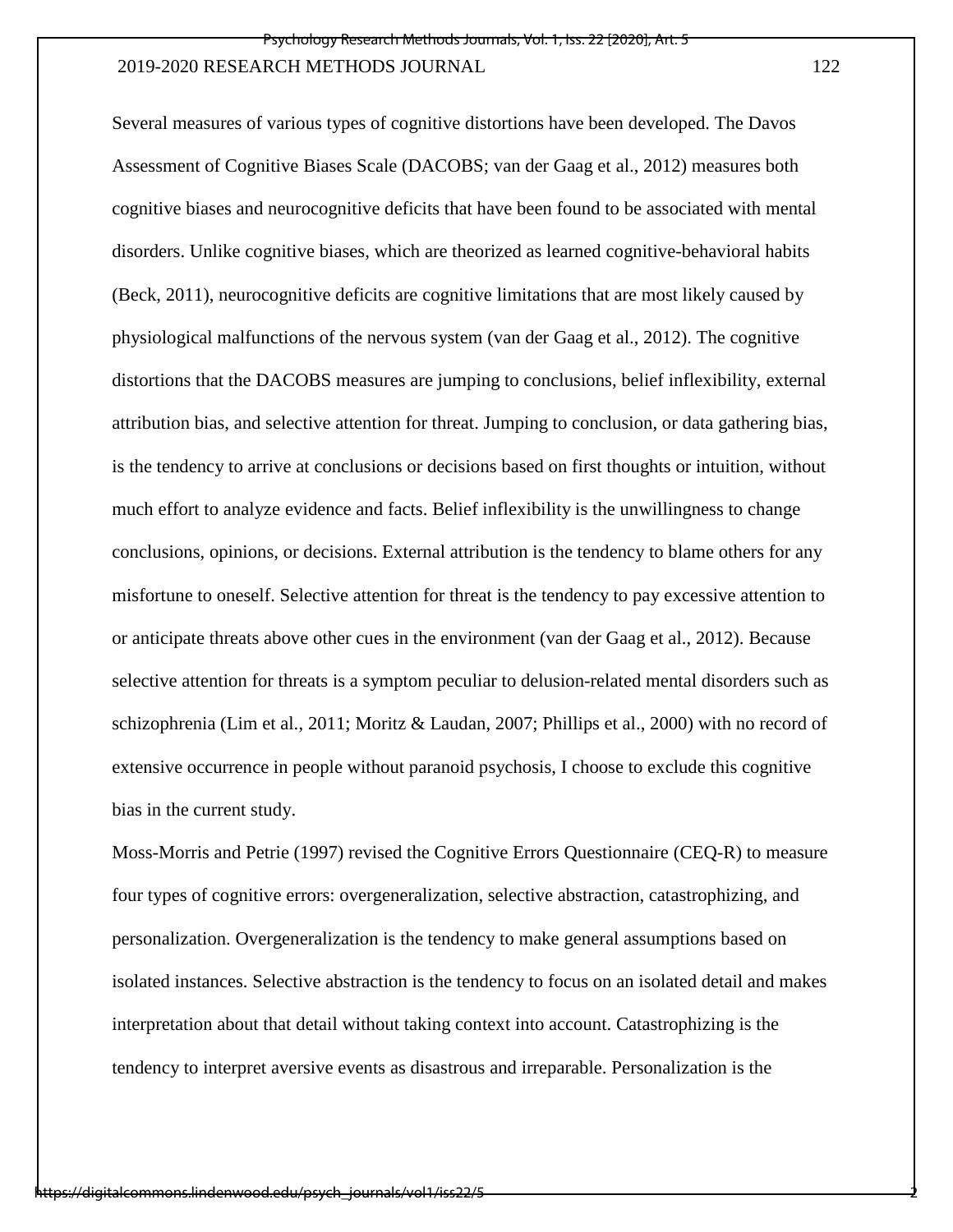Several measures of various types of cognitive distortions have been developed. The Davos Assessment of Cognitive Biases Scale (DACOBS; van der Gaag et al., 2012) measures both cognitive biases and neurocognitive deficits that have been found to be associated with mental disorders. Unlike cognitive biases, which are theorized as learned cognitive-behavioral habits (Beck, 2011), neurocognitive deficits are cognitive limitations that are most likely caused by physiological malfunctions of the nervous system (van der Gaag et al., 2012). The cognitive distortions that the DACOBS measures are jumping to conclusions, belief inflexibility, external attribution bias, and selective attention for threat. Jumping to conclusion, or data gathering bias, is the tendency to arrive at conclusions or decisions based on first thoughts or intuition, without much effort to analyze evidence and facts. Belief inflexibility is the unwillingness to change conclusions, opinions, or decisions. External attribution is the tendency to blame others for any misfortune to oneself. Selective attention for threat is the tendency to pay excessive attention to or anticipate threats above other cues in the environment (van der Gaag et al., 2012). Because selective attention for threats is a symptom peculiar to delusion-related mental disorders such as schizophrenia (Lim et al., 2011; Moritz & Laudan, 2007; Phillips et al., 2000) with no record of extensive occurrence in people without paranoid psychosis, I choose to exclude this cognitive bias in the current study.

Moss-Morris and Petrie (1997) revised the Cognitive Errors Questionnaire (CEQ-R) to measure four types of cognitive errors: overgeneralization, selective abstraction, catastrophizing, and personalization. Overgeneralization is the tendency to make general assumptions based on isolated instances. Selective abstraction is the tendency to focus on an isolated detail and makes interpretation about that detail without taking context into account. Catastrophizing is the tendency to interpret aversive events as disastrous and irreparable. Personalization is the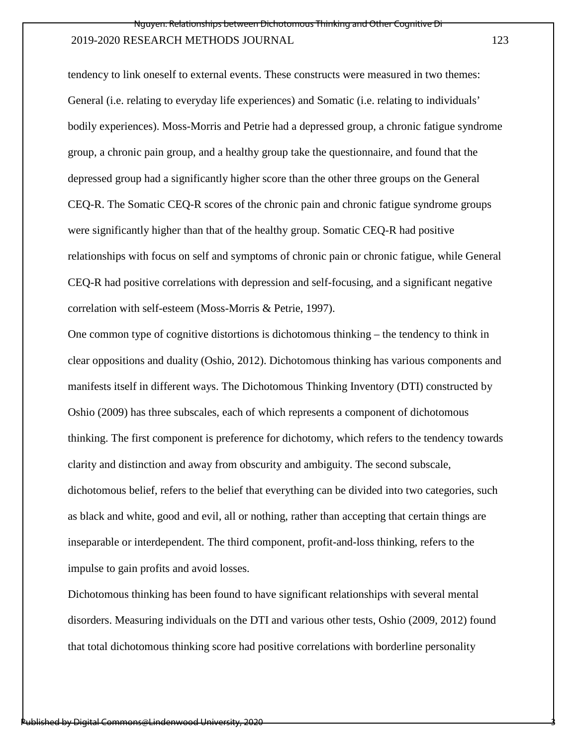tendency to link oneself to external events. These constructs were measured in two themes: General (i.e. relating to everyday life experiences) and Somatic (i.e. relating to individuals' bodily experiences). Moss-Morris and Petrie had a depressed group, a chronic fatigue syndrome group, a chronic pain group, and a healthy group take the questionnaire, and found that the depressed group had a significantly higher score than the other three groups on the General CEQ-R. The Somatic CEQ-R scores of the chronic pain and chronic fatigue syndrome groups were significantly higher than that of the healthy group. Somatic CEQ-R had positive relationships with focus on self and symptoms of chronic pain or chronic fatigue, while General CEQ-R had positive correlations with depression and self-focusing, and a significant negative correlation with self-esteem (Moss-Morris & Petrie, 1997).

One common type of cognitive distortions is dichotomous thinking – the tendency to think in clear oppositions and duality (Oshio, 2012). Dichotomous thinking has various components and manifests itself in different ways. The Dichotomous Thinking Inventory (DTI) constructed by Oshio (2009) has three subscales, each of which represents a component of dichotomous thinking. The first component is preference for dichotomy, which refers to the tendency towards clarity and distinction and away from obscurity and ambiguity. The second subscale, dichotomous belief, refers to the belief that everything can be divided into two categories, such as black and white, good and evil, all or nothing, rather than accepting that certain things are inseparable or interdependent. The third component, profit-and-loss thinking, refers to the impulse to gain profits and avoid losses.

Dichotomous thinking has been found to have significant relationships with several mental disorders. Measuring individuals on the DTI and various other tests, Oshio (2009, 2012) found that total dichotomous thinking score had positive correlations with borderline personality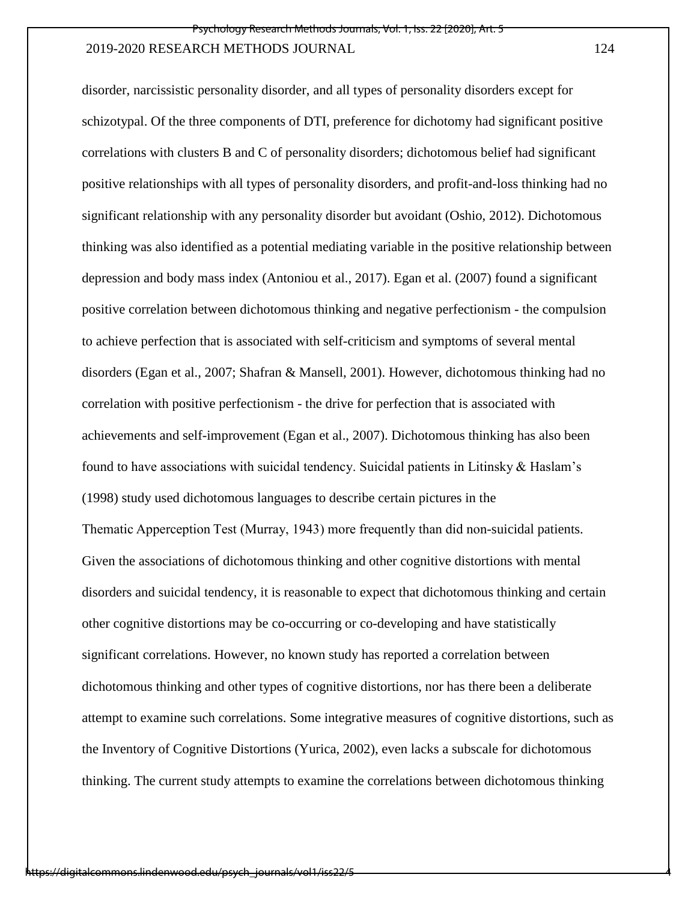disorder, narcissistic personality disorder, and all types of personality disorders except for schizotypal. Of the three components of DTI, preference for dichotomy had significant positive correlations with clusters B and C of personality disorders; dichotomous belief had significant positive relationships with all types of personality disorders, and profit-and-loss thinking had no significant relationship with any personality disorder but avoidant (Oshio, 2012). Dichotomous thinking was also identified as a potential mediating variable in the positive relationship between depression and body mass index (Antoniou et al., 2017). Egan et al. (2007) found a significant positive correlation between dichotomous thinking and negative perfectionism - the compulsion to achieve perfection that is associated with self-criticism and symptoms of several mental disorders (Egan et al., 2007; Shafran & Mansell, 2001). However, dichotomous thinking had no correlation with positive perfectionism - the drive for perfection that is associated with achievements and self-improvement (Egan et al., 2007). Dichotomous thinking has also been found to have associations with suicidal tendency. Suicidal patients in Litinsky & Haslam's (1998) study used dichotomous languages to describe certain pictures in the Thematic Apperception Test (Murray, 1943) more frequently than did non-suicidal patients. Given the associations of dichotomous thinking and other cognitive distortions with mental disorders and suicidal tendency, it is reasonable to expect that dichotomous thinking and certain other cognitive distortions may be co-occurring or co-developing and have statistically significant correlations. However, no known study has reported a correlation between dichotomous thinking and other types of cognitive distortions, nor has there been a deliberate attempt to examine such correlations. Some integrative measures of cognitive distortions, such as the Inventory of Cognitive Distortions (Yurica, 2002), even lacks a subscale for dichotomous thinking. The current study attempts to examine the correlations between dichotomous thinking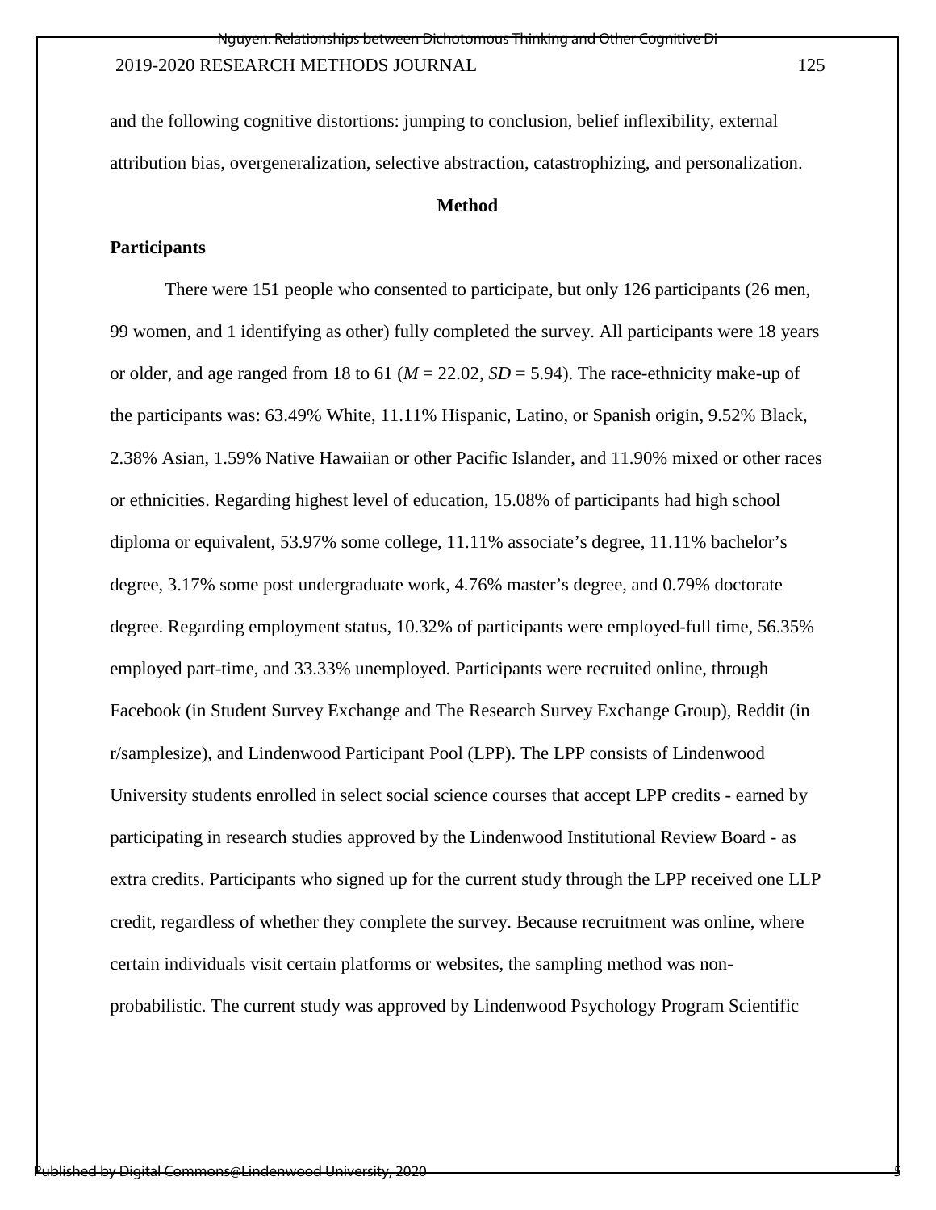and the following cognitive distortions: jumping to conclusion, belief inflexibility, external attribution bias, overgeneralization, selective abstraction, catastrophizing, and personalization.

## Method

### Participants

There were 151 people who consented to participate, but only 126 participants (26 men, 99 women, and 1 identifying as other) fully completed the survey. All participants were 18 years or older, and age ranged from 18 to 61 ($M$ = 22.02, $SD$ = 5.94). The race-ethnicity make-up of the participants was: 63.49% White, 11.11% Hispanic, Latino, or Spanish origin, 9.52% Black, 2.38% Asian, 1.59% Native Hawaiian or other Pacific Islander, and 11.90% mixed or other races or ethnicities. Regarding highest level of education, 15.08% of participants had high school diploma or equivalent, 53.97% some college, 11.11% associate's degree, 11.11% bachelor's degree, 3.17% some post undergraduate work, 4.76% master's degree, and 0.79% doctorate degree. Regarding employment status, 10.32% of participants were employed-full time, 56.35% employed part-time, and 33.33% unemployed. Participants were recruited online, through Facebook (in Student Survey Exchange and The Research Survey Exchange Group), Reddit (in r/samplesize), and Lindenwood Participant Pool (LPP). The LPP consists of Lindenwood University students enrolled in select social science courses that accept LPP credits - earned by participating in research studies approved by the Lindenwood Institutional Review Board - as extra credits. Participants who signed up for the current study through the LPP received one LLP credit, regardless of whether they complete the survey. Because recruitment was online, where certain individuals visit certain platforms or websites, the sampling method was non-probabilistic. The current study was approved by Lindenwood Psychology Program Scientific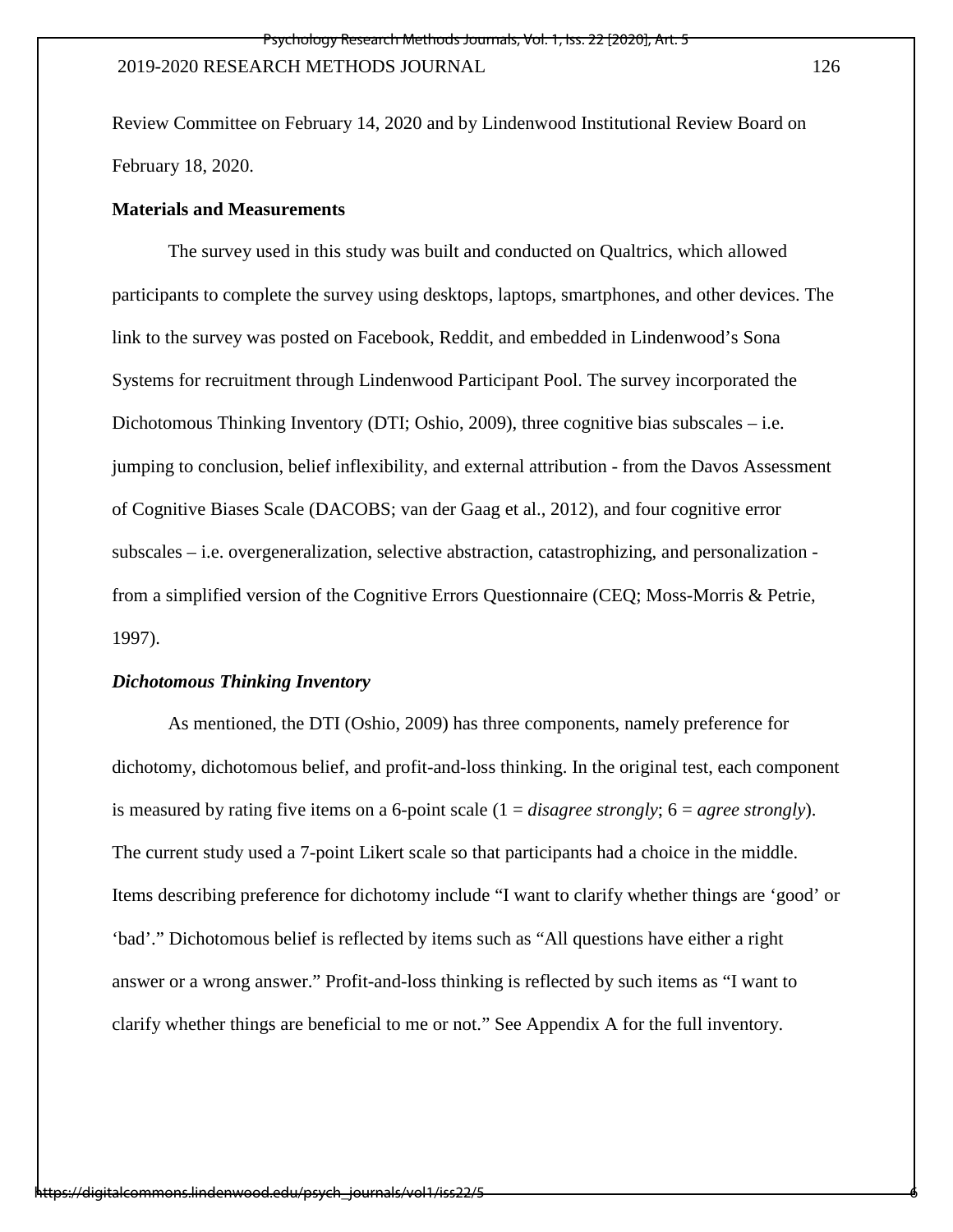Review Committee on February 14, 2020 and by Lindenwood Institutional Review Board on February 18, 2020.

**Materials and Measurements**

The survey used in this study was built and conducted on Qualtrics, which allowed participants to complete the survey using desktops, laptops, smartphones, and other devices. The link to the survey was posted on Facebook, Reddit, and embedded in Lindenwood's Sona Systems for recruitment through Lindenwood Participant Pool. The survey incorporated the Dichotomous Thinking Inventory (DTI; Oshio, 2009), three cognitive bias subscales – i.e. jumping to conclusion, belief inflexibility, and external attribution - from the Davos Assessment of Cognitive Biases Scale (DACOBS; van der Gaag et al., 2012), and four cognitive error subscales – i.e. overgeneralization, selective abstraction, catastrophizing, and personalization - from a simplified version of the Cognitive Errors Questionnaire (CEQ; Moss-Morris & Petrie, 1997).

***Dichotomous Thinking Inventory***

As mentioned, the DTI (Oshio, 2009) has three components, namely preference for dichotomy, dichotomous belief, and profit-and-loss thinking. In the original test, each component is measured by rating five items on a 6-point scale (1 = *disagree strongly*; 6 = *agree strongly*). The current study used a 7-point Likert scale so that participants had a choice in the middle. Items describing preference for dichotomy include "I want to clarify whether things are 'good' or 'bad'." Dichotomous belief is reflected by items such as "All questions have either a right answer or a wrong answer." Profit-and-loss thinking is reflected by such items as "I want to clarify whether things are beneficial to me or not." See Appendix A for the full inventory.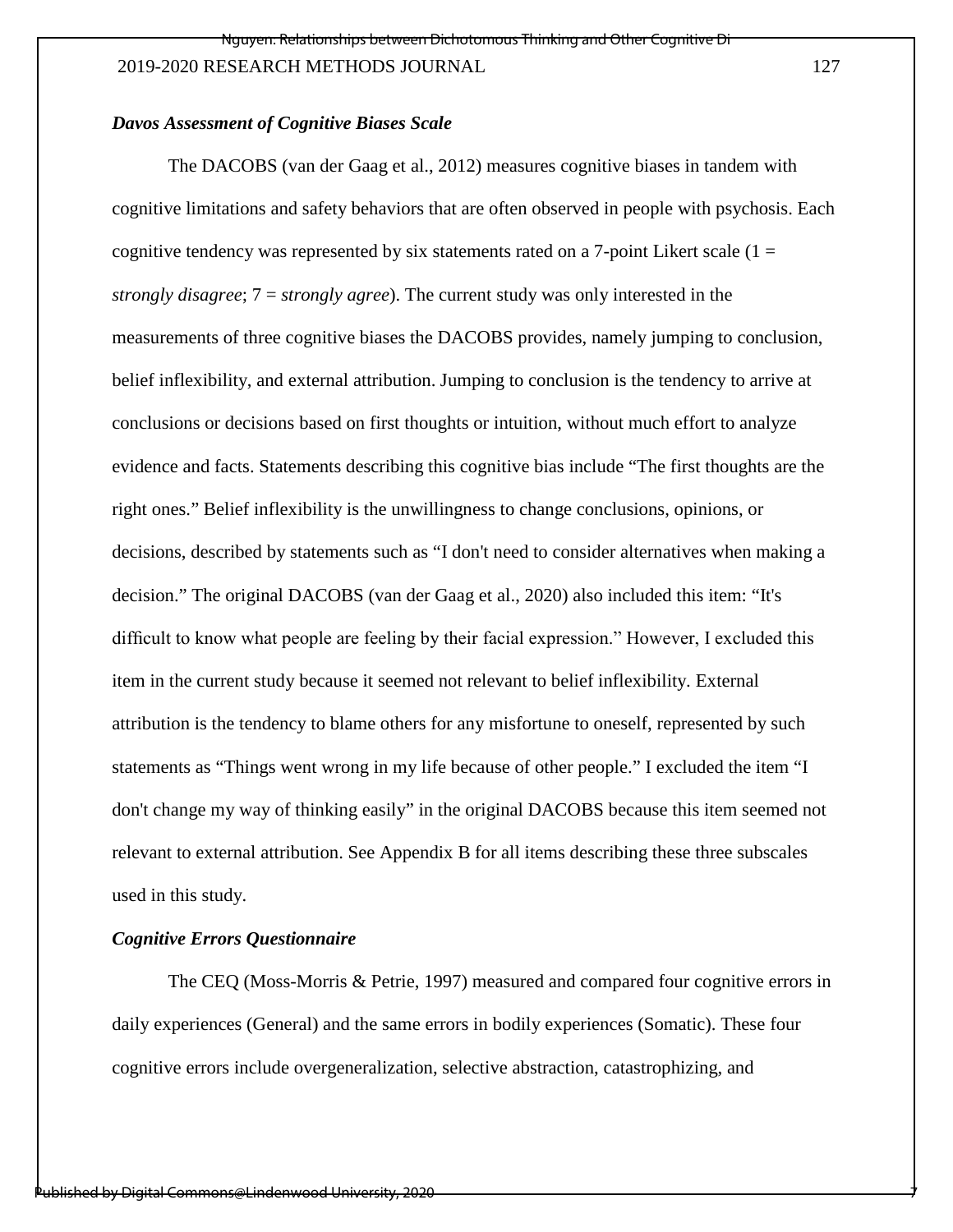### *Davos Assessment of Cognitive Biases Scale*

The DACOBS (van der Gaag et al., 2012) measures cognitive biases in tandem with cognitive limitations and safety behaviors that are often observed in people with psychosis. Each cognitive tendency was represented by six statements rated on a 7-point Likert scale (1 = *strongly disagree*; 7 = *strongly agree*). The current study was only interested in the measurements of three cognitive biases the DACOBS provides, namely jumping to conclusion, belief inflexibility, and external attribution. Jumping to conclusion is the tendency to arrive at conclusions or decisions based on first thoughts or intuition, without much effort to analyze evidence and facts. Statements describing this cognitive bias include "The first thoughts are the right ones." Belief inflexibility is the unwillingness to change conclusions, opinions, or decisions, described by statements such as "I don't need to consider alternatives when making a decision." The original DACOBS (van der Gaag et al., 2020) also included this item: "It's difficult to know what people are feeling by their facial expression." However, I excluded this item in the current study because it seemed not relevant to belief inflexibility. External attribution is the tendency to blame others for any misfortune to oneself, represented by such statements as "Things went wrong in my life because of other people." I excluded the item "I don't change my way of thinking easily" in the original DACOBS because this item seemed not relevant to external attribution. See Appendix B for all items describing these three subscales used in this study.

### *Cognitive Errors Questionnaire*

The CEQ (Moss-Morris & Petrie, 1997) measured and compared four cognitive errors in daily experiences (General) and the same errors in bodily experiences (Somatic). These four cognitive errors include overgeneralization, selective abstraction, catastrophizing, and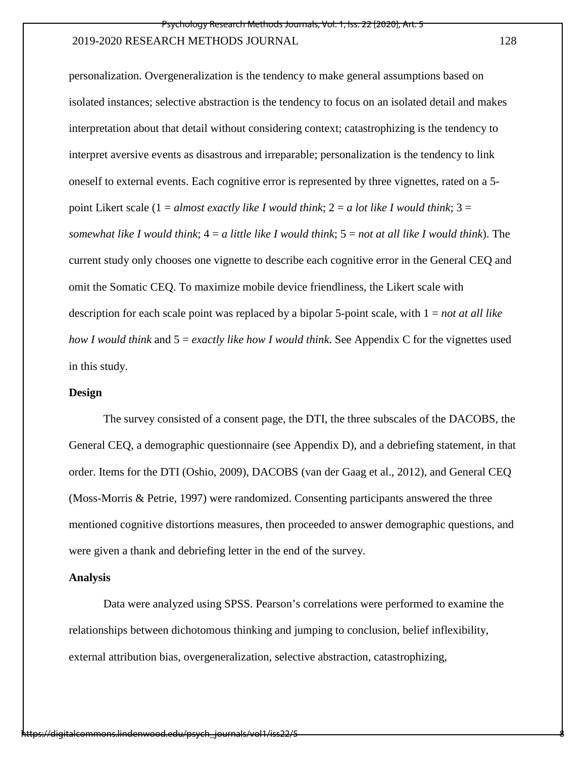personalization. Overgeneralization is the tendency to make general assumptions based on isolated instances; selective abstraction is the tendency to focus on an isolated detail and makes interpretation about that detail without considering context; catastrophizing is the tendency to interpret aversive events as disastrous and irreparable; personalization is the tendency to link oneself to external events. Each cognitive error is represented by three vignettes, rated on a 5-point Likert scale (1 = *almost exactly like I would think*; 2 = *a lot like I would think*; 3 = *somewhat like I would think*; 4 = *a little like I would think*; 5 = *not at all like I would think*). The current study only chooses one vignette to describe each cognitive error in the General CEQ and omit the Somatic CEQ. To maximize mobile device friendliness, the Likert scale with description for each scale point was replaced by a bipolar 5-point scale, with 1 = *not at all like how I would think* and 5 = *exactly like how I would think*. See Appendix C for the vignettes used in this study.

### Design

The survey consisted of a consent page, the DTI, the three subscales of the DACOBS, the General CEQ, a demographic questionnaire (see Appendix D), and a debriefing statement, in that order. Items for the DTI (Oshio, 2009), DACOBS (van der Gaag et al., 2012), and General CEQ (Moss-Morris & Petrie, 1997) were randomized. Consenting participants answered the three mentioned cognitive distortions measures, then proceeded to answer demographic questions, and were given a thank and debriefing letter in the end of the survey.

### Analysis

Data were analyzed using SPSS. Pearson's correlations were performed to examine the relationships between dichotomous thinking and jumping to conclusion, belief inflexibility, external attribution bias, overgeneralization, selective abstraction, catastrophizing,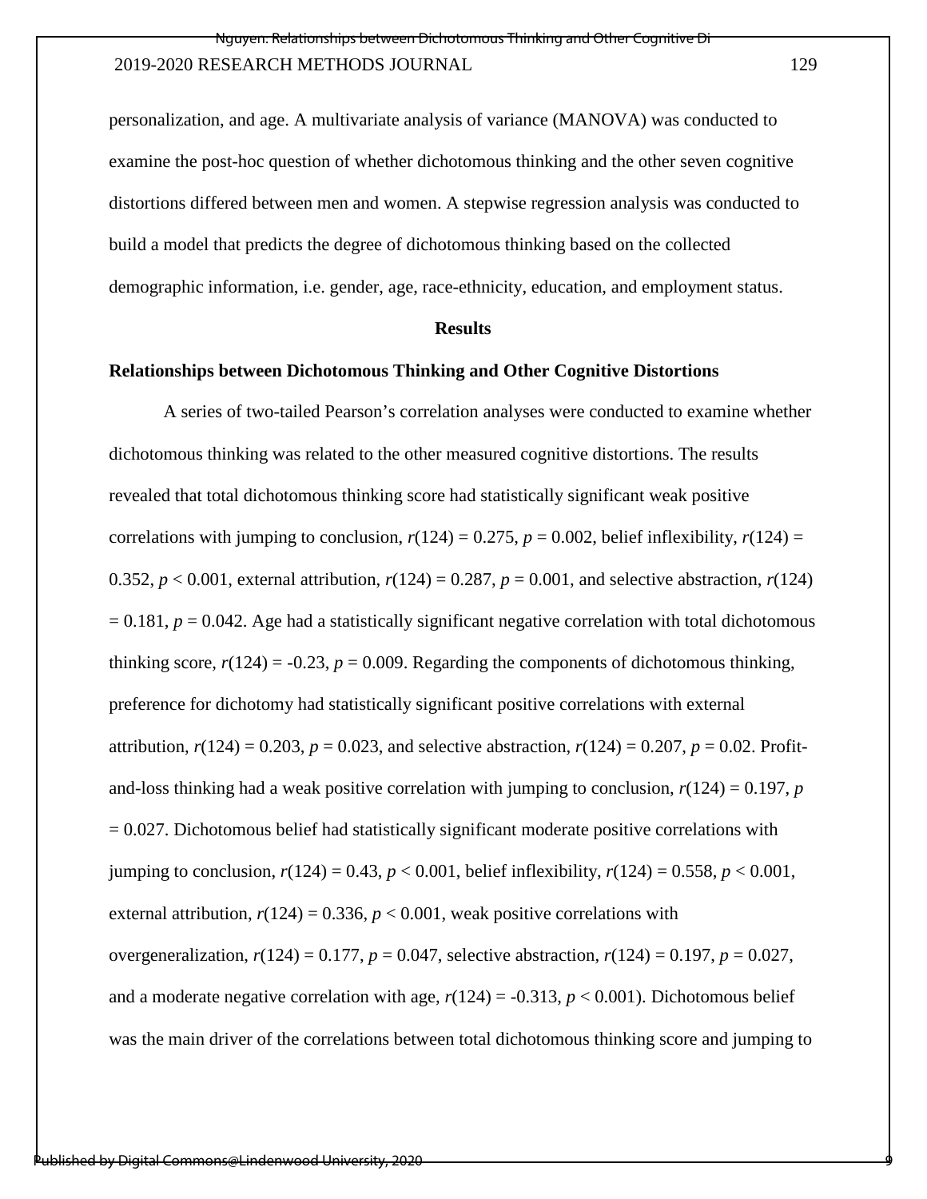personalization, and age. A multivariate analysis of variance (MANOVA) was conducted to examine the post-hoc question of whether dichotomous thinking and the other seven cognitive distortions differed between men and women. A stepwise regression analysis was conducted to build a model that predicts the degree of dichotomous thinking based on the collected demographic information, i.e. gender, age, race-ethnicity, education, and employment status.

## Results

### Relationships between Dichotomous Thinking and Other Cognitive Distortions

A series of two-tailed Pearson's correlation analyses were conducted to examine whether dichotomous thinking was related to the other measured cognitive distortions. The results revealed that total dichotomous thinking score had statistically significant weak positive correlations with jumping to conclusion, $r(124) = 0.275$, $p = 0.002$, belief inflexibility, $r(124) = 0.352$, $p < 0.001$, external attribution, $r(124) = 0.287$, $p = 0.001$, and selective abstraction, $r(124) = 0.181$, $p = 0.042$. Age had a statistically significant negative correlation with total dichotomous thinking score, $r(124) = -0.23$, $p = 0.009$. Regarding the components of dichotomous thinking, preference for dichotomy had statistically significant positive correlations with external attribution, $r(124) = 0.203$, $p = 0.023$, and selective abstraction, $r(124) = 0.207$, $p = 0.02$. Profit-and-loss thinking had a weak positive correlation with jumping to conclusion, $r(124) = 0.197$, $p = 0.027$. Dichotomous belief had statistically significant moderate positive correlations with jumping to conclusion, $r(124) = 0.43$, $p < 0.001$, belief inflexibility, $r(124) = 0.558$, $p < 0.001$, external attribution, $r(124) = 0.336$, $p < 0.001$, weak positive correlations with overgeneralization, $r(124) = 0.177$, $p = 0.047$, selective abstraction, $r(124) = 0.197$, $p = 0.027$, and a moderate negative correlation with age, $r(124) = -0.313$, $p < 0.001$). Dichotomous belief was the main driver of the correlations between total dichotomous thinking score and jumping to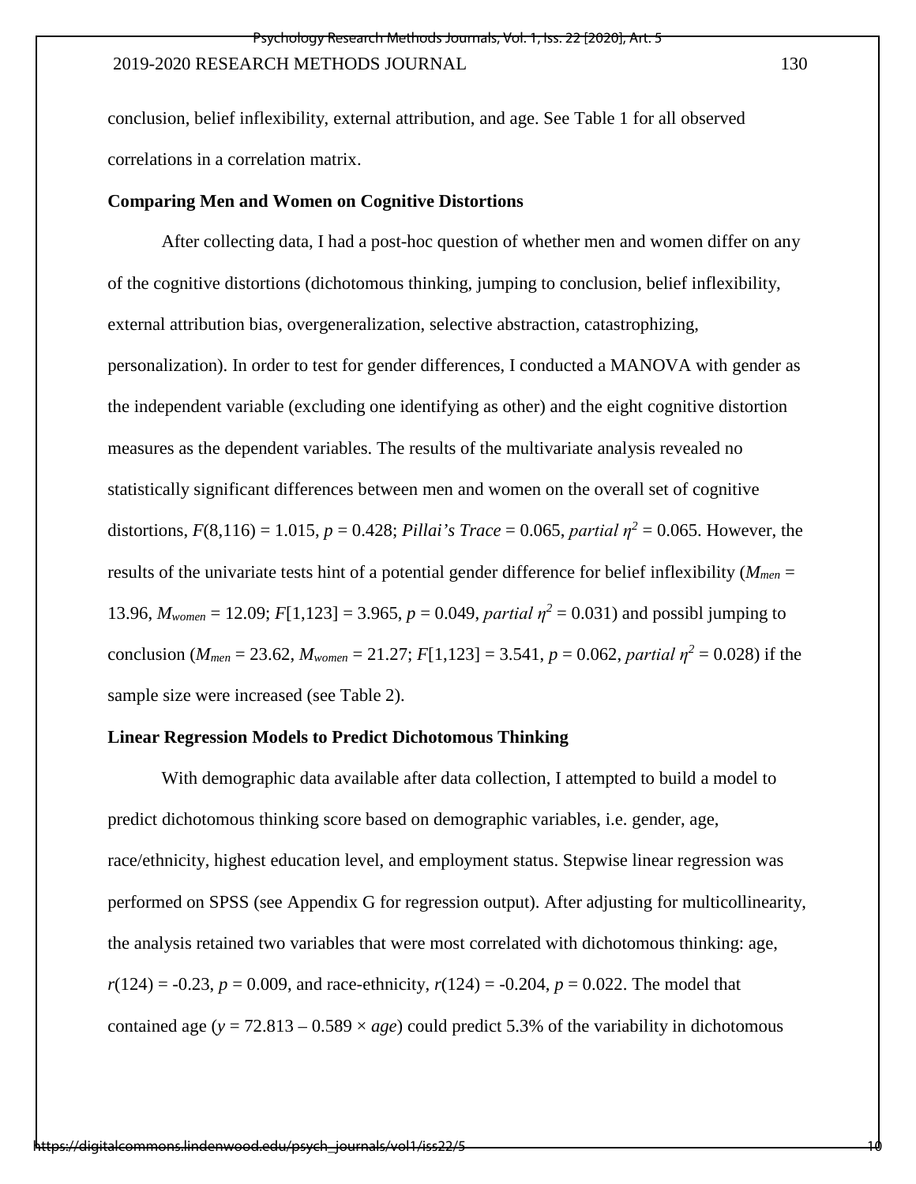conclusion, belief inflexibility, external attribution, and age. See Table 1 for all observed correlations in a correlation matrix.

**Comparing Men and Women on Cognitive Distortions**

After collecting data, I had a post-hoc question of whether men and women differ on any of the cognitive distortions (dichotomous thinking, jumping to conclusion, belief inflexibility, external attribution bias, overgeneralization, selective abstraction, catastrophizing, personalization). In order to test for gender differences, I conducted a MANOVA with gender as the independent variable (excluding one identifying as other) and the eight cognitive distortion measures as the dependent variables. The results of the multivariate analysis revealed no statistically significant differences between men and women on the overall set of cognitive distortions, $F(8,116) = 1.015$, $p = 0.428$; *Pillai's Trace* = 0.065, *partial* $\eta^2 = 0.065$. However, the results of the univariate tests hint of a potential gender difference for belief inflexibility ($M_{men} = 13.96$, $M_{women} = 12.09$; $F[1,123] = 3.965$, $p = 0.049$, *partial* $\eta^2 = 0.031$) and possibl jumping to conclusion ($M_{men} = 23.62$, $M_{women} = 21.27$; $F[1,123] = 3.541$, $p = 0.062$, *partial* $\eta^2 = 0.028$) if the sample size were increased (see Table 2).

**Linear Regression Models to Predict Dichotomous Thinking**

With demographic data available after data collection, I attempted to build a model to predict dichotomous thinking score based on demographic variables, i.e. gender, age, race/ethnicity, highest education level, and employment status. Stepwise linear regression was performed on SPSS (see Appendix G for regression output). After adjusting for multicollinearity, the analysis retained two variables that were most correlated with dichotomous thinking: age, $r(124) = -0.23$, $p = 0.009$, and race-ethnicity, $r(124) = -0.204$, $p = 0.022$. The model that contained age ($y = 72.813 - 0.589 \times age$) could predict 5.3% of the variability in dichotomous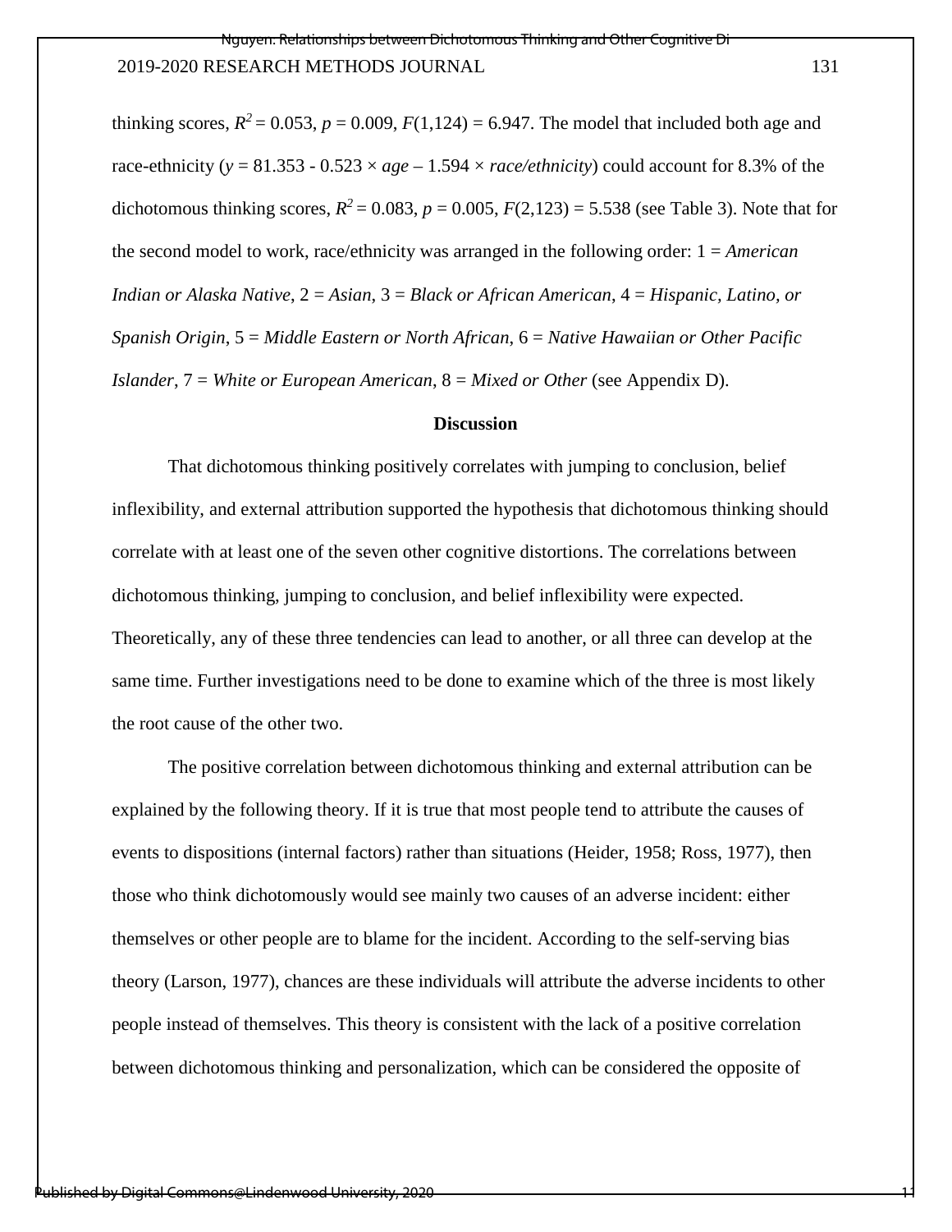thinking scores, $R^2 = 0.053$, $p = 0.009$, $F(1,124) = 6.947$. The model that included both age and race-ethnicity ($y = 81.353 - 0.523 \times age - 1.594 \times race/ethnicity$) could account for 8.3% of the dichotomous thinking scores, $R^2 = 0.083$, $p = 0.005$, $F(2,123) = 5.538$ (see Table 3). Note that for the second model to work, race/ethnicity was arranged in the following order: 1 = *American Indian or Alaska Native*, 2 = *Asian*, 3 = *Black or African American*, 4 = *Hispanic, Latino, or Spanish Origin*, 5 = *Middle Eastern or North African*, 6 = *Native Hawaiian or Other Pacific Islander*, 7 = *White or European American*, 8 = *Mixed or Other* (see Appendix D).

## Discussion

That dichotomous thinking positively correlates with jumping to conclusion, belief inflexibility, and external attribution supported the hypothesis that dichotomous thinking should correlate with at least one of the seven other cognitive distortions. The correlations between dichotomous thinking, jumping to conclusion, and belief inflexibility were expected. Theoretically, any of these three tendencies can lead to another, or all three can develop at the same time. Further investigations need to be done to examine which of the three is most likely the root cause of the other two.

The positive correlation between dichotomous thinking and external attribution can be explained by the following theory. If it is true that most people tend to attribute the causes of events to dispositions (internal factors) rather than situations (Heider, 1958; Ross, 1977), then those who think dichotomously would see mainly two causes of an adverse incident: either themselves or other people are to blame for the incident. According to the self-serving bias theory (Larson, 1977), chances are these individuals will attribute the adverse incidents to other people instead of themselves. This theory is consistent with the lack of a positive correlation between dichotomous thinking and personalization, which can be considered the opposite of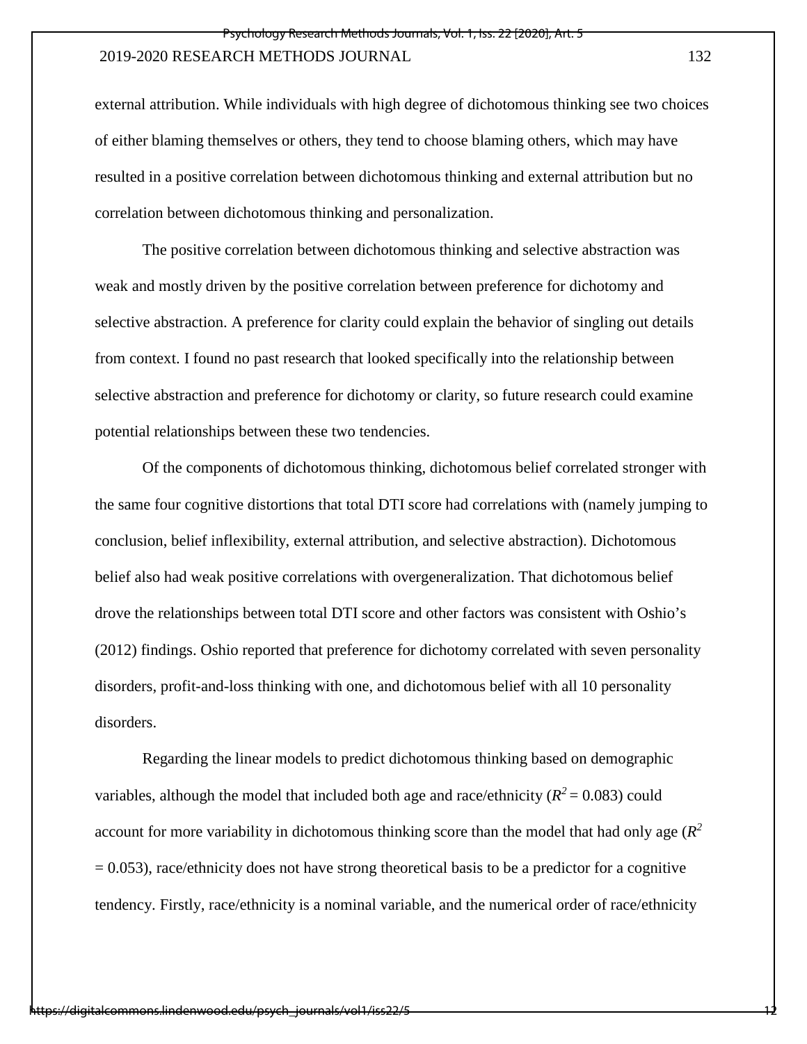external attribution. While individuals with high degree of dichotomous thinking see two choices of either blaming themselves or others, they tend to choose blaming others, which may have resulted in a positive correlation between dichotomous thinking and external attribution but no correlation between dichotomous thinking and personalization.

The positive correlation between dichotomous thinking and selective abstraction was weak and mostly driven by the positive correlation between preference for dichotomy and selective abstraction. A preference for clarity could explain the behavior of singling out details from context. I found no past research that looked specifically into the relationship between selective abstraction and preference for dichotomy or clarity, so future research could examine potential relationships between these two tendencies.

Of the components of dichotomous thinking, dichotomous belief correlated stronger with the same four cognitive distortions that total DTI score had correlations with (namely jumping to conclusion, belief inflexibility, external attribution, and selective abstraction). Dichotomous belief also had weak positive correlations with overgeneralization. That dichotomous belief drove the relationships between total DTI score and other factors was consistent with Oshio's (2012) findings. Oshio reported that preference for dichotomy correlated with seven personality disorders, profit-and-loss thinking with one, and dichotomous belief with all 10 personality disorders.

Regarding the linear models to predict dichotomous thinking based on demographic variables, although the model that included both age and race/ethnicity ($R^2 = 0.083$) could account for more variability in dichotomous thinking score than the model that had only age ($R^2 = 0.053$), race/ethnicity does not have strong theoretical basis to be a predictor for a cognitive tendency. Firstly, race/ethnicity is a nominal variable, and the numerical order of race/ethnicity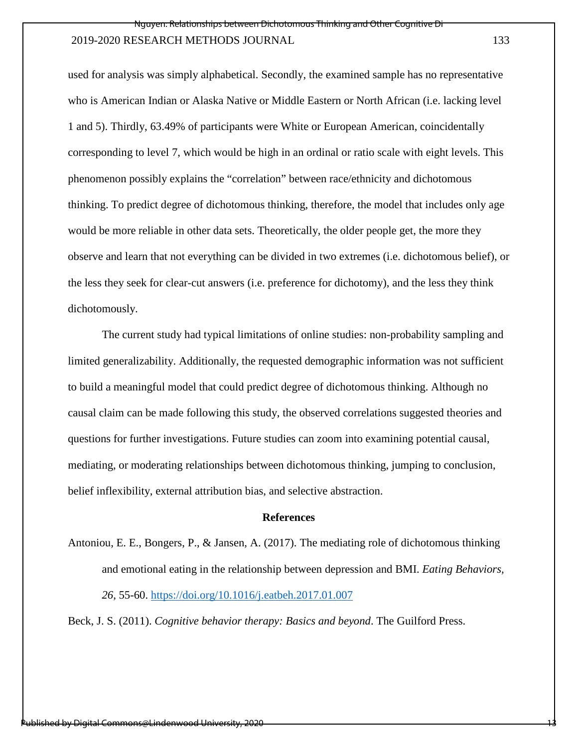used for analysis was simply alphabetical. Secondly, the examined sample has no representative who is American Indian or Alaska Native or Middle Eastern or North African (i.e. lacking level 1 and 5). Thirdly, 63.49% of participants were White or European American, coincidentally corresponding to level 7, which would be high in an ordinal or ratio scale with eight levels. This phenomenon possibly explains the "correlation" between race/ethnicity and dichotomous thinking. To predict degree of dichotomous thinking, therefore, the model that includes only age would be more reliable in other data sets. Theoretically, the older people get, the more they observe and learn that not everything can be divided in two extremes (i.e. dichotomous belief), or the less they seek for clear-cut answers (i.e. preference for dichotomy), and the less they think dichotomously.

The current study had typical limitations of online studies: non-probability sampling and limited generalizability. Additionally, the requested demographic information was not sufficient to build a meaningful model that could predict degree of dichotomous thinking. Although no causal claim can be made following this study, the observed correlations suggested theories and questions for further investigations. Future studies can zoom into examining potential causal, mediating, or moderating relationships between dichotomous thinking, jumping to conclusion, belief inflexibility, external attribution bias, and selective abstraction.

## References

Antoniou, E. E., Bongers, P., & Jansen, A. (2017). The mediating role of dichotomous thinking and emotional eating in the relationship between depression and BMI. *Eating Behaviors, 26*, 55-60. https://doi.org/10.1016/j.eatbeh.2017.01.007

Beck, J. S. (2011). *Cognitive behavior therapy: Basics and beyond*. The Guilford Press.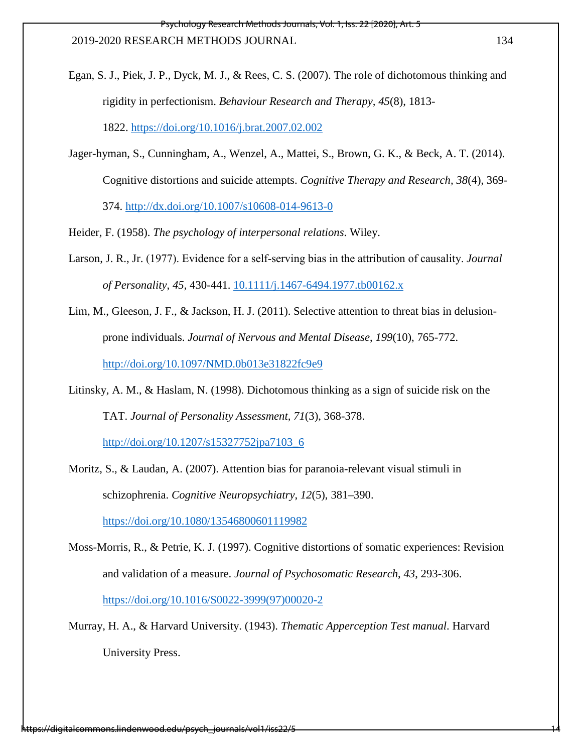Egan, S. J., Piek, J. P., Dyck, M. J., & Rees, C. S. (2007). The role of dichotomous thinking and rigidity in perfectionism. *Behaviour Research and Therapy*, *45*(8), 1813-1822. https://doi.org/10.1016/j.brat.2007.02.002

Jager-hyman, S., Cunningham, A., Wenzel, A., Mattei, S., Brown, G. K., & Beck, A. T. (2014). Cognitive distortions and suicide attempts. *Cognitive Therapy and Research*, *38*(4), 369-374. http://dx.doi.org/10.1007/s10608-014-9613-0

Heider, F. (1958). *The psychology of interpersonal relations*. Wiley.

Larson, J. R., Jr. (1977). Evidence for a self-serving bias in the attribution of causality. *Journal of Personality*, *45*, 430-441. 10.1111/j.1467-6494.1977.tb00162.x

Lim, M., Gleeson, J. F., & Jackson, H. J. (2011). Selective attention to threat bias in delusion-prone individuals. *Journal of Nervous and Mental Disease*, *199*(10), 765-772. http://doi.org/10.1097/NMD.0b013e31822fc9e9

Litinsky, A. M., & Haslam, N. (1998). Dichotomous thinking as a sign of suicide risk on the TAT. *Journal of Personality Assessment*, *71*(3), 368-378. http://doi.org/10.1207/s15327752jpa7103_6

Moritz, S., & Laudan, A. (2007). Attention bias for paranoia-relevant visual stimuli in schizophrenia. *Cognitive Neuropsychiatry*, *12*(5), 381–390. https://doi.org/10.1080/13546800601119982

Moss-Morris, R., & Petrie, K. J. (1997). Cognitive distortions of somatic experiences: Revision and validation of a measure. *Journal of Psychosomatic Research*, *43*, 293-306. https://doi.org/10.1016/S0022-3999(97)00020-2

Murray, H. A., & Harvard University. (1943). *Thematic Apperception Test manual*. Harvard University Press.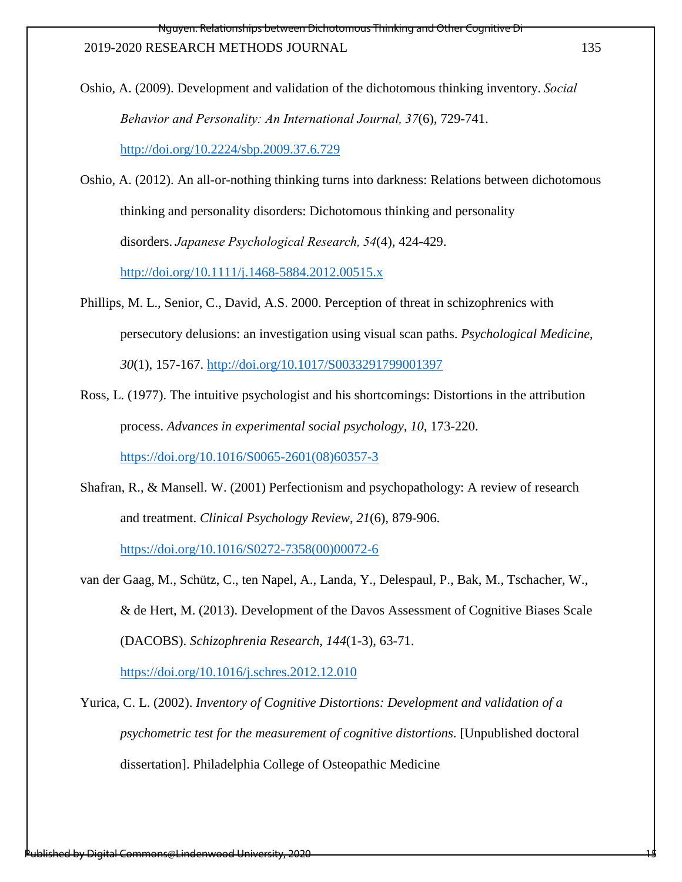Oshio, A. (2009). Development and validation of the dichotomous thinking inventory. *Social Behavior and Personality: An International Journal, 37*(6), 729-741. http://doi.org/10.2224/sbp.2009.37.6.729

Oshio, A. (2012). An all-or-nothing thinking turns into darkness: Relations between dichotomous thinking and personality disorders: Dichotomous thinking and personality disorders. *Japanese Psychological Research, 54*(4), 424-429. http://doi.org/10.1111/j.1468-5884.2012.00515.x

Phillips, M. L., Senior, C., David, A.S. 2000. Perception of threat in schizophrenics with persecutory delusions: an investigation using visual scan paths. *Psychological Medicine*, *30*(1), 157-167. http://doi.org/10.1017/S0033291799001397

Ross, L. (1977). The intuitive psychologist and his shortcomings: Distortions in the attribution process. *Advances in experimental social psychology*, *10*, 173-220. https://doi.org/10.1016/S0065-2601(08)60357-3

Shafran, R., & Mansell. W. (2001) Perfectionism and psychopathology: A review of research and treatment. *Clinical Psychology Review*, *21*(6), 879-906. https://doi.org/10.1016/S0272-7358(00)00072-6

van der Gaag, M., Schütz, C., ten Napel, A., Landa, Y., Delespaul, P., Bak, M., Tschacher, W., & de Hert, M. (2013). Development of the Davos Assessment of Cognitive Biases Scale (DACOBS). *Schizophrenia Research*, *144*(1-3), 63-71. https://doi.org/10.1016/j.schres.2012.12.010

Yurica, C. L. (2002). *Inventory of Cognitive Distortions: Development and validation of a psychometric test for the measurement of cognitive distortions*. [Unpublished doctoral dissertation]. Philadelphia College of Osteopathic Medicine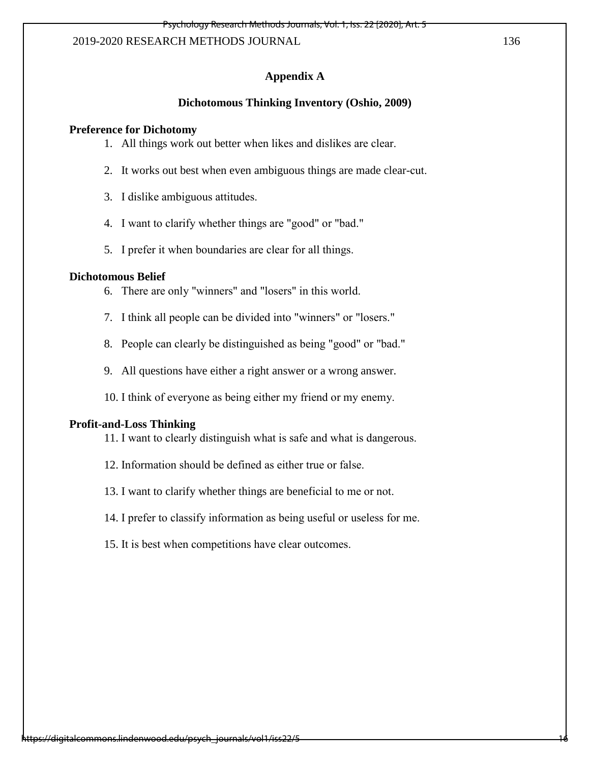## Appendix A

### Dichotomous Thinking Inventory (Oshio, 2009)

**Preference for Dichotomy**

1. All things work out better when likes and dislikes are clear.
2. It works out best when even ambiguous things are made clear-cut.
3. I dislike ambiguous attitudes.
4. I want to clarify whether things are "good" or "bad."
5. I prefer it when boundaries are clear for all things.

**Dichotomous Belief**

6. There are only "winners" and "losers" in this world.
7. I think all people can be divided into "winners" or "losers."
8. People can clearly be distinguished as being "good" or "bad."
9. All questions have either a right answer or a wrong answer.
10. I think of everyone as being either my friend or my enemy.

**Profit-and-Loss Thinking**

11. I want to clearly distinguish what is safe and what is dangerous.
12. Information should be defined as either true or false.
13. I want to clarify whether things are beneficial to me or not.
14. I prefer to classify information as being useful or useless for me.
15. It is best when competitions have clear outcomes.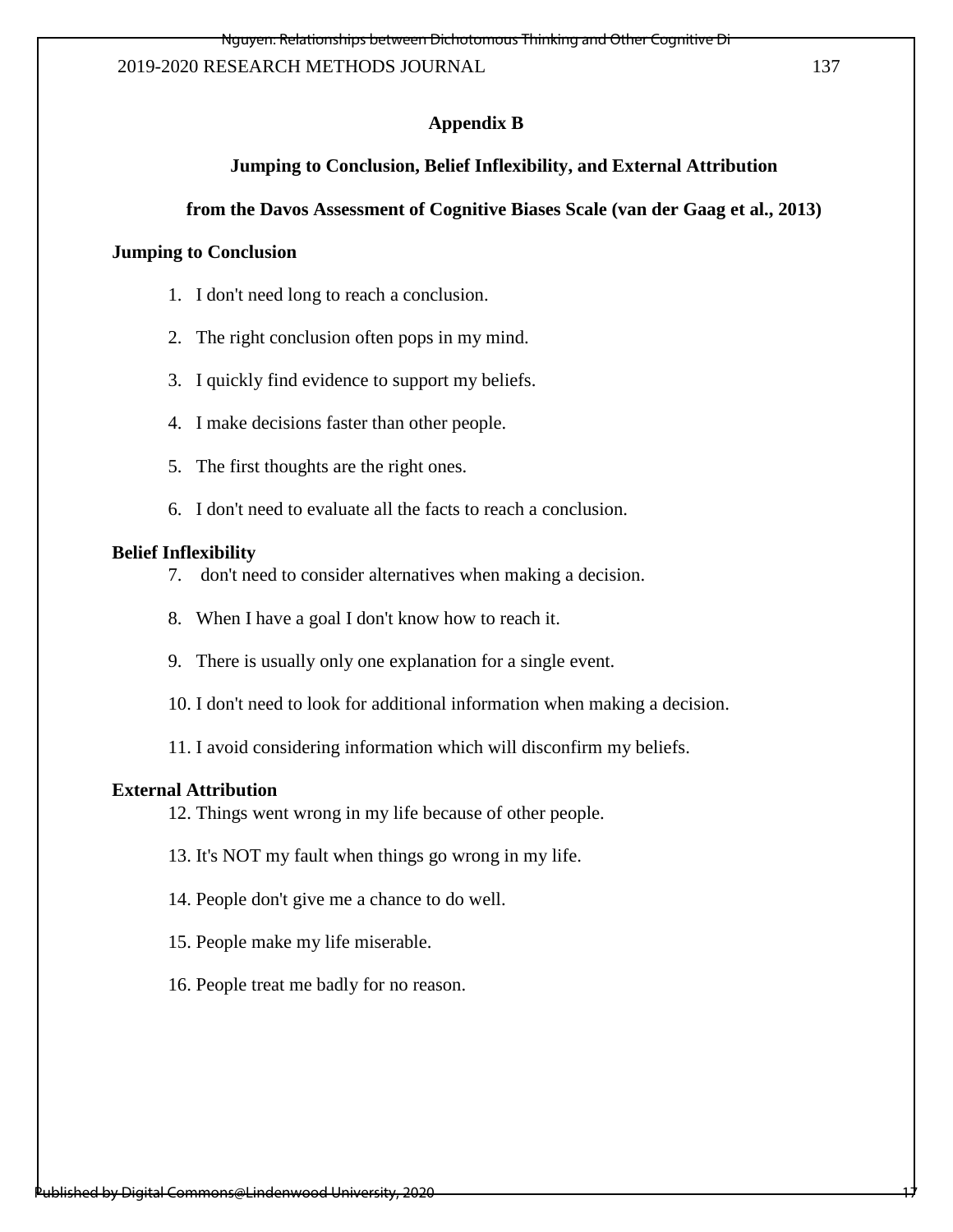## Appendix B

### Jumping to Conclusion, Belief Inflexibility, and External Attribution from the Davos Assessment of Cognitive Biases Scale (van der Gaag et al., 2013)

**Jumping to Conclusion**

1. I don't need long to reach a conclusion.
2. The right conclusion often pops in my mind.
3. I quickly find evidence to support my beliefs.
4. I make decisions faster than other people.
5. The first thoughts are the right ones.
6. I don't need to evaluate all the facts to reach a conclusion.

**Belief Inflexibility**

7. don't need to consider alternatives when making a decision.
8. When I have a goal I don't know how to reach it.
9. There is usually only one explanation for a single event.
10. I don't need to look for additional information when making a decision.
11. I avoid considering information which will disconfirm my beliefs.

**External Attribution**

12. Things went wrong in my life because of other people.
13. It's NOT my fault when things go wrong in my life.
14. People don't give me a chance to do well.
15. People make my life miserable.
16. People treat me badly for no reason.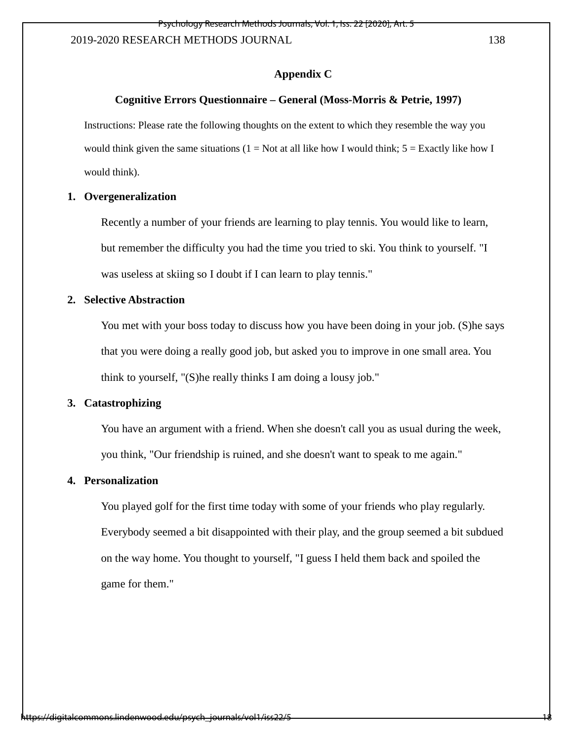## Appendix C

### Cognitive Errors Questionnaire – General (Moss-Morris & Petrie, 1997)

Instructions: Please rate the following thoughts on the extent to which they resemble the way you would think given the same situations (1 = Not at all like how I would think; 5 = Exactly like how I would think).

1. **Overgeneralization**

   Recently a number of your friends are learning to play tennis. You would like to learn, but remember the difficulty you had the time you tried to ski. You think to yourself. "I was useless at skiing so I doubt if I can learn to play tennis."

2. **Selective Abstraction**

   You met with your boss today to discuss how you have been doing in your job. (S)he says that you were doing a really good job, but asked you to improve in one small area. You think to yourself, "(S)he really thinks I am doing a lousy job."

3. **Catastrophizing**

   You have an argument with a friend. When she doesn't call you as usual during the week, you think, "Our friendship is ruined, and she doesn't want to speak to me again."

4. **Personalization**

   You played golf for the first time today with some of your friends who play regularly. Everybody seemed a bit disappointed with their play, and the group seemed a bit subdued on the way home. You thought to yourself, "I guess I held them back and spoiled the game for them."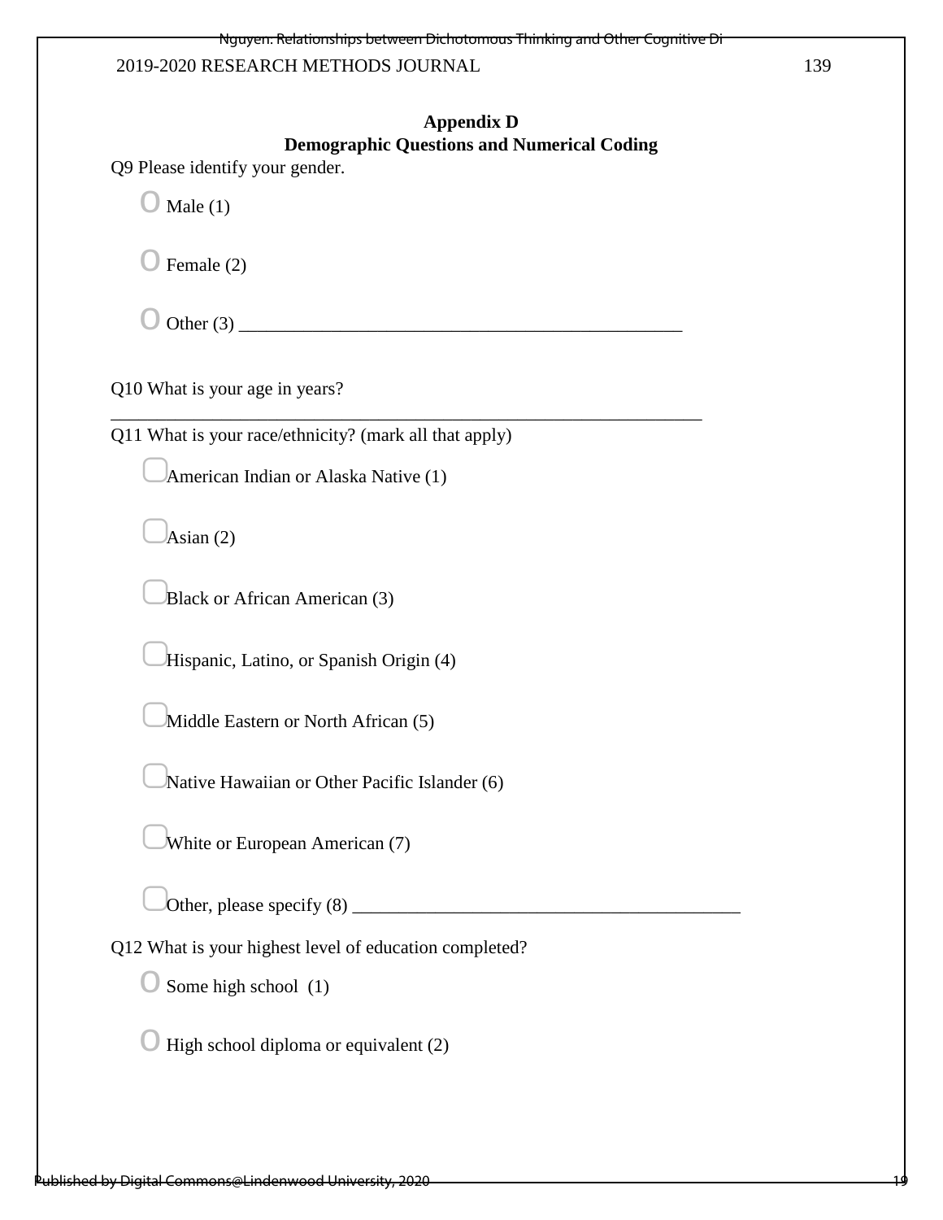## Appendix D
## Demographic Questions and Numerical Coding

Q9 Please identify your gender.

- Male (1)
- Female (2)
- Other (3) ________________________________________________

Q10 What is your age in years?

________________________________________________________________

Q11 What is your race/ethnicity? (mark all that apply)

- American Indian or Alaska Native (1)
- Asian (2)
- Black or African American (3)
- Hispanic, Latino, or Spanish Origin (4)
- Middle Eastern or North African (5)
- Native Hawaiian or Other Pacific Islander (6)
- White or European American (7)
- Other, please specify (8) ________________________________________

Q12 What is your highest level of education completed?

- Some high school (1)
- High school diploma or equivalent (2)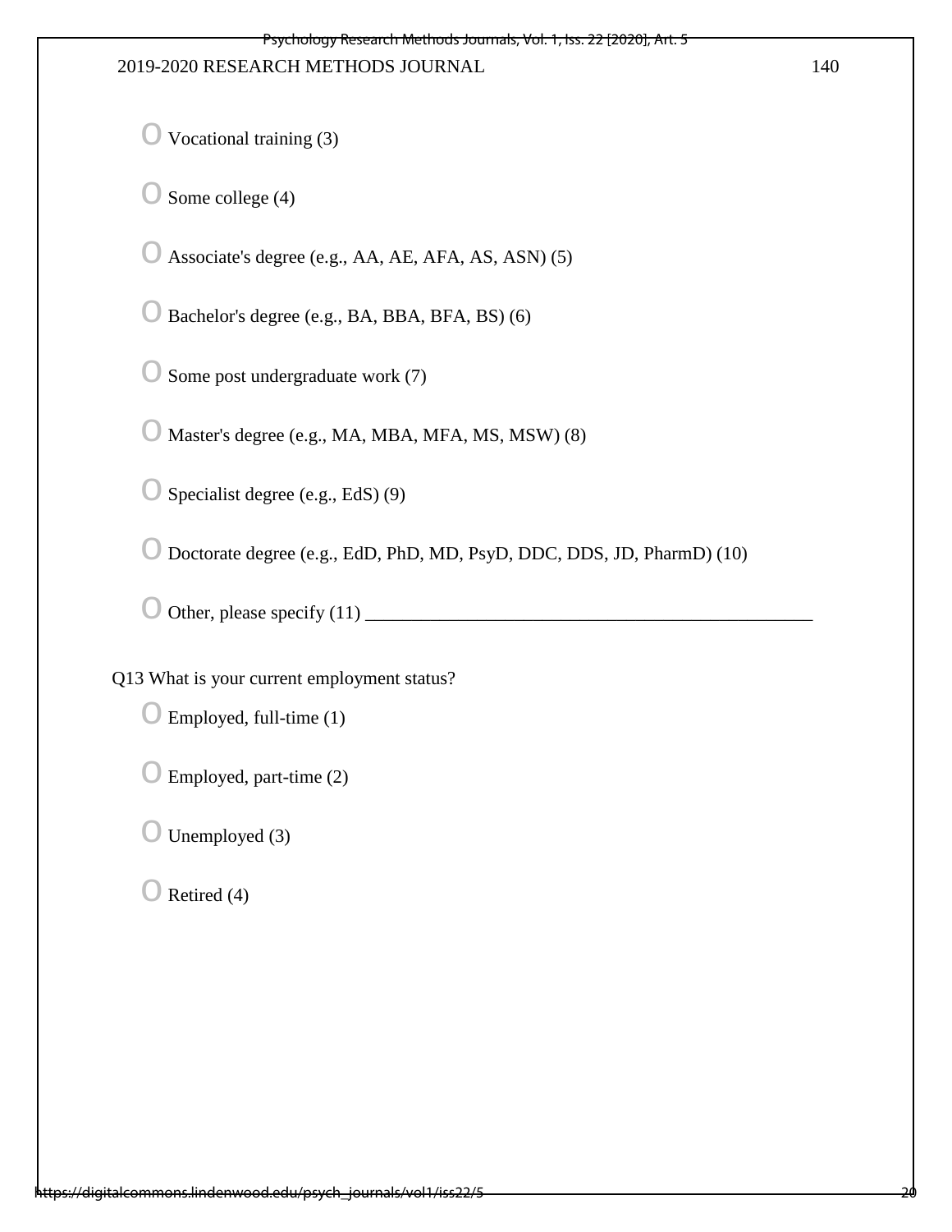- Vocational training (3)
- Some college (4)
- Associate's degree (e.g., AA, AE, AFA, AS, ASN) (5)
- Bachelor's degree (e.g., BA, BBA, BFA, BS) (6)
- Some post undergraduate work (7)
- Master's degree (e.g., MA, MBA, MFA, MS, MSW) (8)
- Specialist degree (e.g., EdS) (9)
- Doctorate degree (e.g., EdD, PhD, MD, PsyD, DDC, DDS, JD, PharmD) (10)
- Other, please specify (11) ________________________________________________

Q13 What is your current employment status?

- Employed, full-time (1)
- Employed, part-time (2)
- Unemployed (3)
- Retired (4)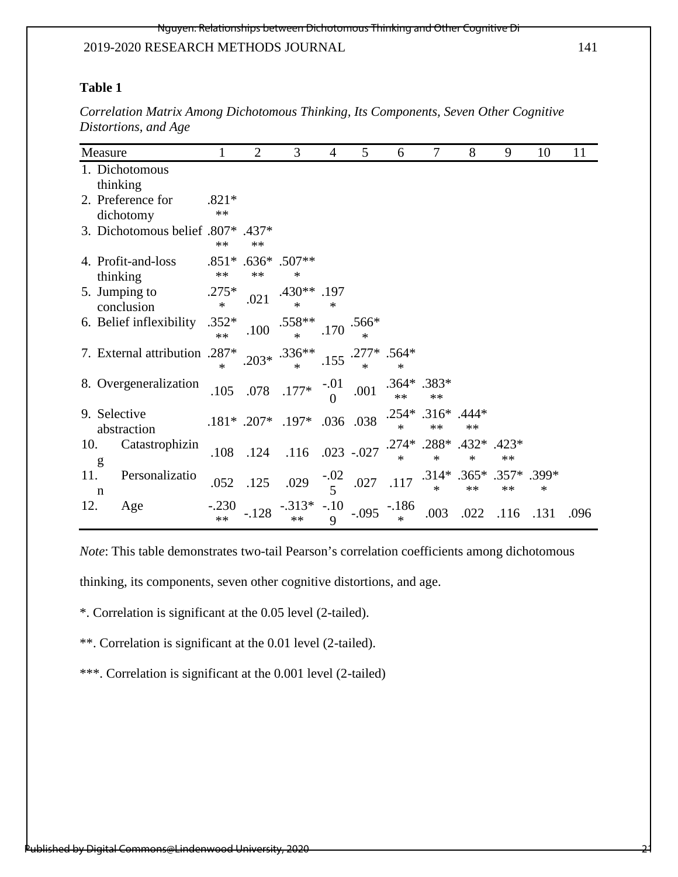**Table 1**

*Correlation Matrix Among Dichotomous Thinking, Its Components, Seven Other Cognitive Distortions, and Age*

| Measure | 1 | 2 | 3 | 4 | 5 | 6 | 7 | 8 | 9 | 10 | 11 |
|---|---|---|---|---|---|---|---|---|---|---|---|
| 1. Dichotomous thinking | | | | | | | | | | | |
| 2. Preference for dichotomy | .821*** | | | | | | | | | | |
| 3. Dichotomous belief | .807*** | .437*** | | | | | | | | | |
| 4. Profit-and-loss thinking | .851*** | .636*** | .507*** | | | | | | | | |
| 5. Jumping to conclusion | .275** | .021 | .430*** | .197* | | | | | | | |
| 6. Belief inflexibility | .352*** | .100 | .558*** | .170 | .566** | | | | | | |
| 7. External attribution | .287** | .203* | .336*** | .155 | .277** | .564** | | | | | |
| 8. Overgeneralization | .105 | .078 | .177* | -.010 | .001 | .364*** | .383*** | | | | |
| 9. Selective abstraction | .181* | .207* | .197* | .036 | .038 | .254** | .316*** | .444*** | | | |
| 10. Catastrophizing | .108 | .124 | .116 | .023 | -.027 | .274** | .288** | .432** | .423*** | | |
| 11. Personalization | .052 | .125 | .029 | -.025 | .027 | .117 | .314** | .365*** | .357*** | .399** | |
| 12. Age | -.230** | -.128 | -.313*** | -.109 | -.095 | -.186* | .003 | .022 | .116 | .131 | .096 |

*Note*: This table demonstrates two-tail Pearson's correlation coefficients among dichotomous thinking, its components, seven other cognitive distortions, and age.

*. Correlation is significant at the 0.05 level (2-tailed).

**. Correlation is significant at the 0.01 level (2-tailed).

***. Correlation is significant at the 0.001 level (2-tailed)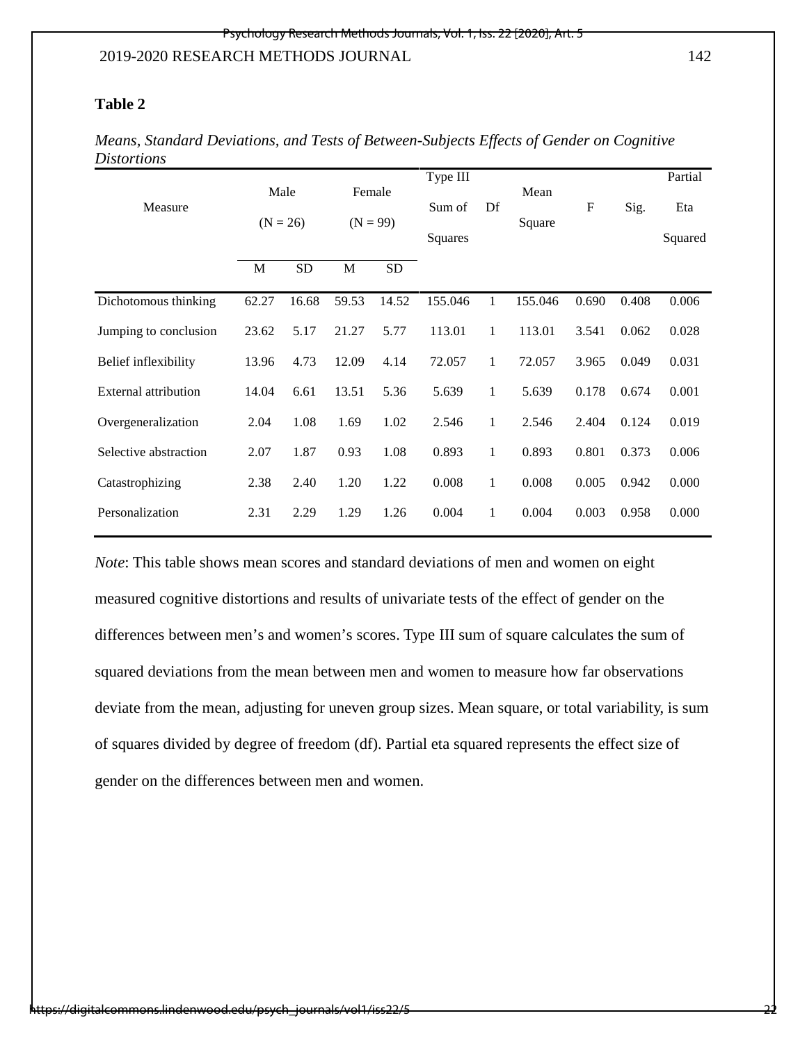**Table 2**

*Means, Standard Deviations, and Tests of Between-Subjects Effects of Gender on Cognitive Distortions*

| Measure | Male (N = 26) | | Female (N = 99) | | Type III Sum of Squares | Df | Mean Square | F | Sig. | Partial Eta Squared |
|---|---|---|---|---|---|---|---|---|---|---|
| | M | SD | M | SD | | | | | | |
| Dichotomous thinking | 62.27 | 16.68 | 59.53 | 14.52 | 155.046 | 1 | 155.046 | 0.690 | 0.408 | 0.006 |
| Jumping to conclusion | 23.62 | 5.17 | 21.27 | 5.77 | 113.01 | 1 | 113.01 | 3.541 | 0.062 | 0.028 |
| Belief inflexibility | 13.96 | 4.73 | 12.09 | 4.14 | 72.057 | 1 | 72.057 | 3.965 | 0.049 | 0.031 |
| External attribution | 14.04 | 6.61 | 13.51 | 5.36 | 5.639 | 1 | 5.639 | 0.178 | 0.674 | 0.001 |
| Overgeneralization | 2.04 | 1.08 | 1.69 | 1.02 | 2.546 | 1 | 2.546 | 2.404 | 0.124 | 0.019 |
| Selective abstraction | 2.07 | 1.87 | 0.93 | 1.08 | 0.893 | 1 | 0.893 | 0.801 | 0.373 | 0.006 |
| Catastrophizing | 2.38 | 2.40 | 1.20 | 1.22 | 0.008 | 1 | 0.008 | 0.005 | 0.942 | 0.000 |
| Personalization | 2.31 | 2.29 | 1.29 | 1.26 | 0.004 | 1 | 0.004 | 0.003 | 0.958 | 0.000 |

*Note*: This table shows mean scores and standard deviations of men and women on eight measured cognitive distortions and results of univariate tests of the effect of gender on the differences between men's and women's scores. Type III sum of square calculates the sum of squared deviations from the mean between men and women to measure how far observations deviate from the mean, adjusting for uneven group sizes. Mean square, or total variability, is sum of squares divided by degree of freedom (df). Partial eta squared represents the effect size of gender on the differences between men and women.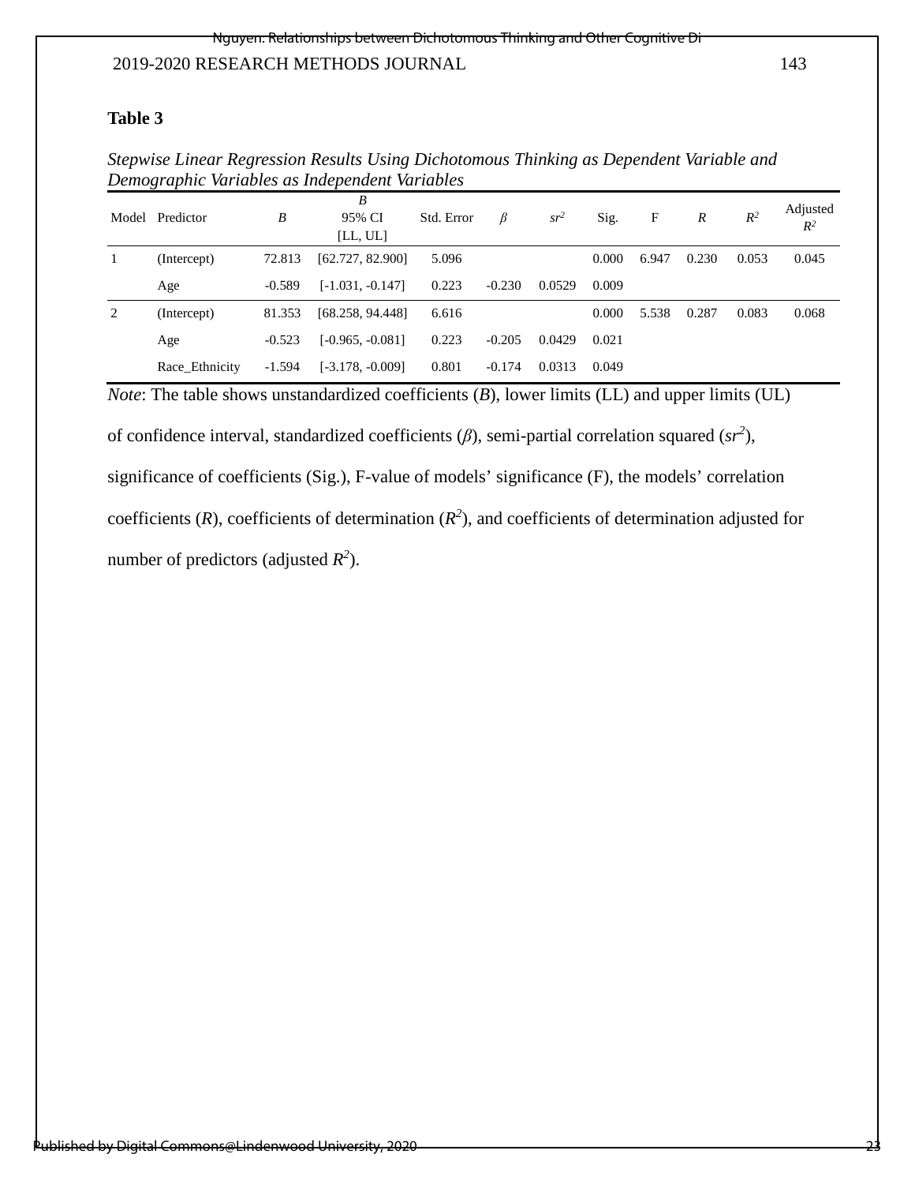**Table 3**

*Stepwise Linear Regression Results Using Dichotomous Thinking as Dependent Variable and Demographic Variables as Independent Variables*

| Model | Predictor | *B* | *B* 95% CI [LL, UL] | Std. Error | *β* | $sr^2$ | Sig. | F | *R* | $R^2$ | Adjusted $R^2$ |
|---|---|---|---|---|---|---|---|---|---|---|---|
| 1 | (Intercept) | 72.813 | [62.727, 82.900] | 5.096 | | | 0.000 | 6.947 | 0.230 | 0.053 | 0.045 |
| | Age | -0.589 | [-1.031, -0.147] | 0.223 | -0.230 | 0.0529 | 0.009 | | | | |
| 2 | (Intercept) | 81.353 | [68.258, 94.448] | 6.616 | | | 0.000 | 5.538 | 0.287 | 0.083 | 0.068 |
| | Age | -0.523 | [-0.965, -0.081] | 0.223 | -0.205 | 0.0429 | 0.021 | | | | |
| | Race_Ethnicity | -1.594 | [-3.178, -0.009] | 0.801 | -0.174 | 0.0313 | 0.049 | | | | |

*Note*: The table shows unstandardized coefficients (*B*), lower limits (LL) and upper limits (UL) of confidence interval, standardized coefficients (*β*), semi-partial correlation squared ($sr^2$), significance of coefficients (Sig.), F-value of models' significance (F), the models' correlation coefficients (*R*), coefficients of determination ($R^2$), and coefficients of determination adjusted for number of predictors (adjusted $R^2$).